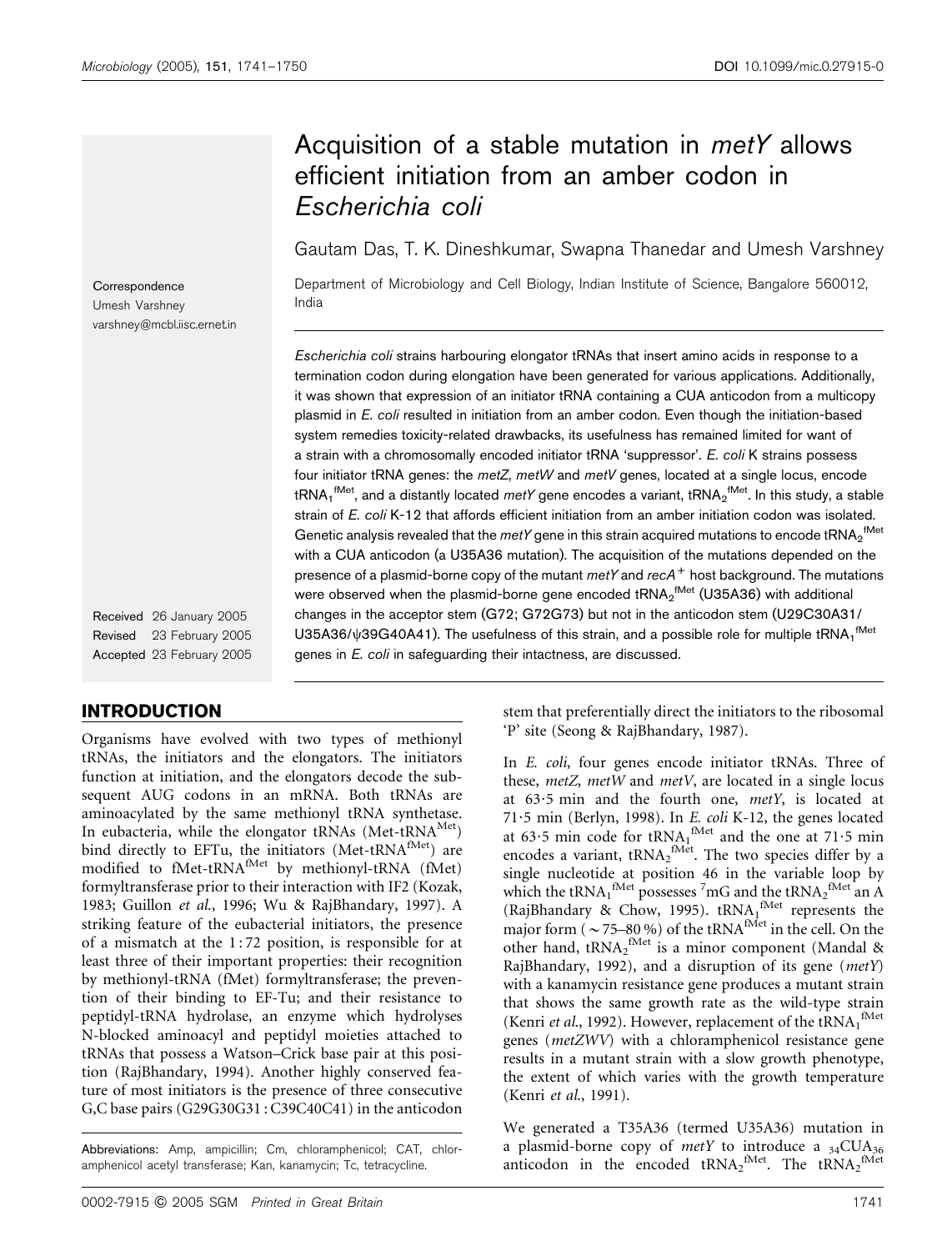# Acquisition of a stable mutation in *metY* allows efficient initiation from an amber codon in *Escherichia coli*

Gautam Das, T. K. Dineshkumar, Swapna Thanedar and Umesh Varshney

Department of Microbiology and Cell Biology, Indian Institute of Science, Bangalore 560012, India

Correspondence
Umesh Varshney
varshney@mcbl.iisc.ernet.in

*Escherichia coli* strains harbouring elongator tRNAs that insert amino acids in response to a termination codon during elongation have been generated for various applications. Additionally, it was shown that expression of an initiator tRNA containing a CUA anticodon from a multicopy plasmid in *E. coli* resulted in initiation from an amber codon. Even though the initiation-based system remedies toxicity-related drawbacks, its usefulness has remained limited for want of a strain with a chromosomally encoded initiator tRNA 'suppressor'. *E. coli* K strains possess four initiator tRNA genes: the *metZ*, *metW* and *metV* genes, located at a single locus, encode $tRNA_1^{fMet}$, and a distantly located *metY* gene encodes a variant, $tRNA_2^{fMet}$. In this study, a stable strain of *E. coli* K-12 that affords efficient initiation from an amber initiation codon was isolated. Genetic analysis revealed that the *metY* gene in this strain acquired mutations to encode $tRNA_2^{fMet}$ with a CUA anticodon (a U35A36 mutation). The acquisition of the mutations depended on the presence of a plasmid-borne copy of the mutant *metY* and $recA^+$ host background. The mutations were observed when the plasmid-borne gene encoded $tRNA_2^{fMet}$ (U35A36) with additional changes in the acceptor stem (G72; G72G73) but not in the anticodon stem (U29C30A31/U35A36/ψ39G40A41). The usefulness of this strain, and a possible role for multiple $tRNA_1^{fMet}$ genes in *E. coli* in safeguarding their intactness, are discussed.

Received 26 January 2005
Revised 23 February 2005
Accepted 23 February 2005

## INTRODUCTION

Organisms have evolved with two types of methionyl tRNAs, the initiators and the elongators. The initiators function at initiation, and the elongators decode the subsequent AUG codons in an mRNA. Both tRNAs are aminoacylated by the same methionyl tRNA synthetase. In eubacteria, while the elongator tRNAs ($Met\text{-}tRNA^{Met}$) bind directly to EFTu, the initiators ($Met\text{-}tRNA^{fMet}$) are modified to $fMet\text{-}tRNA^{fMet}$ by methionyl-tRNA (fMet) formyltransferase prior to their interaction with IF2 (Kozak, 1983; Guillon *et al.*, 1996; Wu & RajBhandary, 1997). A striking feature of the eubacterial initiators, the presence of a mismatch at the 1 : 72 position, is responsible for at least three of their important properties: their recognition by methionyl-tRNA (fMet) formyltransferase; the prevention of their binding to EF-Tu; and their resistance to peptidyl-tRNA hydrolase, an enzyme which hydrolyses N-blocked aminoacyl and peptidyl moieties attached to tRNAs that possess a Watson–Crick base pair at this position (RajBhandary, 1994). Another highly conserved feature of most initiators is the presence of three consecutive G,C base pairs (G29G30G31 : C39C40C41) in the anticodon stem that preferentially direct the initiators to the ribosomal 'P' site (Seong & RajBhandary, 1987).

In *E. coli*, four genes encode initiator tRNAs. Three of these, *metZ*, *metW* and *metV*, are located in a single locus at 63·5 min and the fourth one, *metY*, is located at 71·5 min (Berlyn, 1998). In *E. coli* K-12, the genes located at 63·5 min code for $tRNA_1^{fMet}$ and the one at 71·5 min encodes a variant, $tRNA_2^{fMet}$. The two species differ by a single nucleotide at position 46 in the variable loop by which the $tRNA_1^{fMet}$ possesses $^7$mG and the $tRNA_2^{fMet}$ an A (RajBhandary & Chow, 1995). $tRNA_1^{fMet}$ represents the major form (~75–80 %) of the $tRNA^{fMet}$ in the cell. On the other hand, $tRNA_2^{fMet}$ is a minor component (Mandal & RajBhandary, 1992), and a disruption of its gene (*metY*) with a kanamycin resistance gene produces a mutant strain that shows the same growth rate as the wild-type strain (Kenri *et al.*, 1992). However, replacement of the $tRNA_1^{fMet}$ genes (*metZWV*) with a chloramphenicol resistance gene results in a mutant strain with a slow growth phenotype, the extent of which varies with the growth temperature (Kenri *et al.*, 1991).

We generated a T35A36 (termed U35A36) mutation in a plasmid-borne copy of *metY* to introduce a $_{34}CUA_{36}$ anticodon in the encoded $tRNA_2^{fMet}$. The $tRNA_2^{fMet}$

Abbreviations: Amp, ampicillin; Cm, chloramphenicol; CAT, chloramphenicol acetyl transferase; Kan, kanamycin; Tc, tetracycline.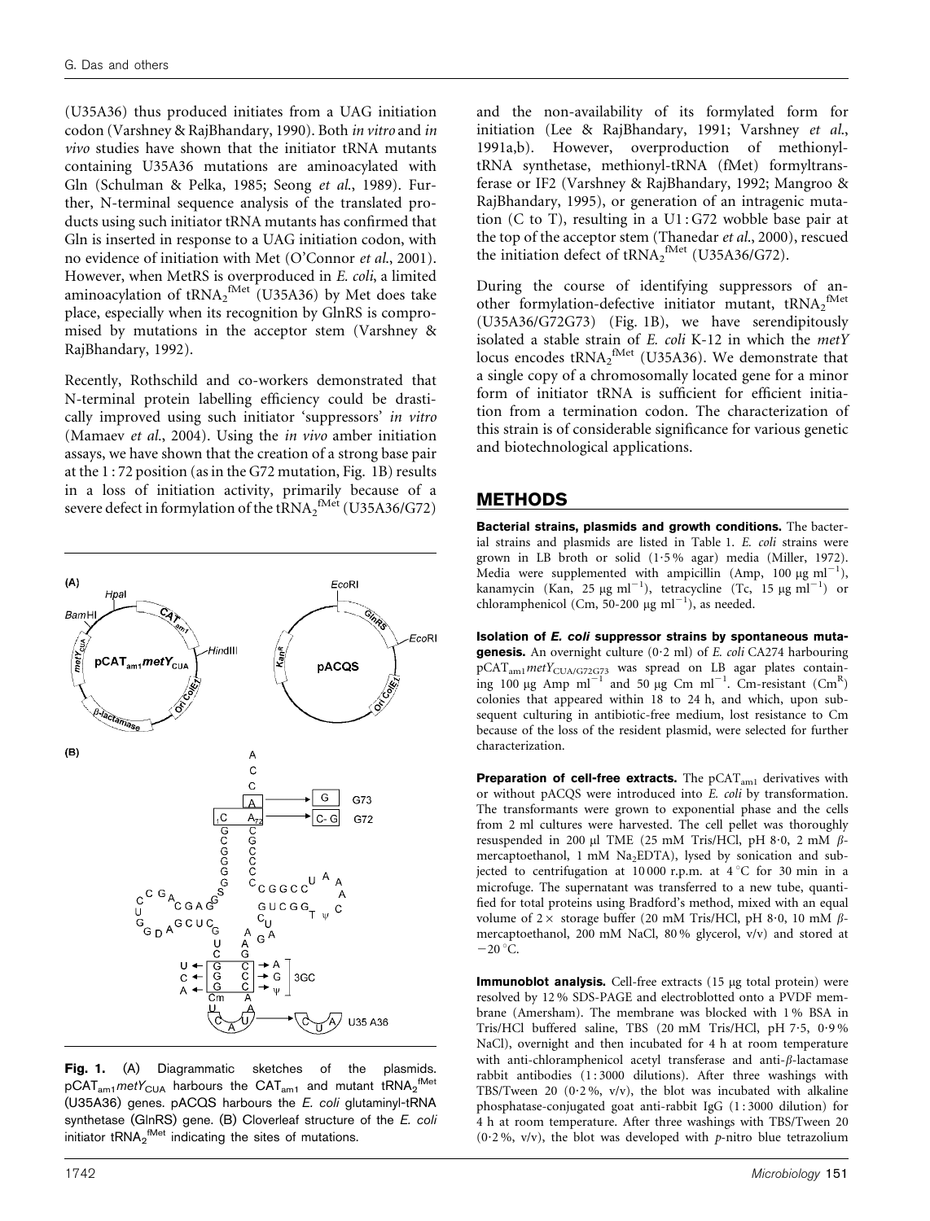(U35A36) thus produced initiates from a UAG initiation codon (Varshney & RajBhandary, 1990). Both *in vitro* and *in vivo* studies have shown that the initiator tRNA mutants containing U35A36 mutations are aminoacylated with Gln (Schulman & Pelka, 1985; Seong *et al.*, 1989). Further, N-terminal sequence analysis of the translated products using such initiator tRNA mutants has confirmed that Gln is inserted in response to a UAG initiation codon, with no evidence of initiation with Met (O'Connor *et al.*, 2001). However, when MetRS is overproduced in *E. coli*, a limited aminoacylation of $tRNA_2^{fMet}$ (U35A36) by Met does take place, especially when its recognition by GlnRS is compromised by mutations in the acceptor stem (Varshney & RajBhandary, 1992).

Recently, Rothschild and co-workers demonstrated that N-terminal protein labelling efficiency could be drastically improved using such initiator 'suppressors' *in vitro* (Mamaev *et al.*, 2004). Using the *in vivo* amber initiation assays, we have shown that the creation of a strong base pair at the 1 : 72 position (as in the G72 mutation, Fig. 1B) results in a loss of initiation activity, primarily because of a severe defect in formylation of the $tRNA_2^{fMet}$ (U35A36/G72)

Fig. 1. (A) Diagrammatic sketches of the plasmids. $pCAT_{am1}metY_{CUA}$ harbours the $CAT_{am1}$ and mutant $tRNA_2^{fMet}$ (U35A36) genes. pACQS harbours the *E. coli* glutaminyl-tRNA synthetase (GlnRS) gene. (B) Cloverleaf structure of the *E. coli* initiator $tRNA_2^{fMet}$ indicating the sites of mutations.

and the non-availability of its formylated form for initiation (Lee & RajBhandary, 1991; Varshney *et al.*, 1991a,b). However, overproduction of methionyl-tRNA synthetase, methionyl-tRNA (fMet) formyltransferase or IF2 (Varshney & RajBhandary, 1992; Mangroo & RajBhandary, 1995), or generation of an intragenic mutation (C to T), resulting in a U1 : G72 wobble base pair at the top of the acceptor stem (Thanedar *et al.*, 2000), rescued the initiation defect of $tRNA_2^{fMet}$ (U35A36/G72).

During the course of identifying suppressors of another formylation-defective initiator mutant, $tRNA_2^{fMet}$ (U35A36/G72G73) (Fig. 1B), we have serendipitously isolated a stable strain of *E. coli* K-12 in which the *metY* locus encodes $tRNA_2^{fMet}$ (U35A36). We demonstrate that a single copy of a chromosomally located gene for a minor form of initiator tRNA is sufficient for efficient initiation from a termination codon. The characterization of this strain is of considerable significance for various genetic and biotechnological applications.

## METHODS

**Bacterial strains, plasmids and growth conditions.** The bacterial strains and plasmids are listed in Table 1. *E. coli* strains were grown in LB broth or solid (1·5 % agar) media (Miller, 1972). Media were supplemented with ampicillin (Amp, 100 μg $ml^{-1}$), kanamycin (Kan, 25 μg $ml^{-1}$), tetracycline (Tc, 15 μg $ml^{-1}$) or chloramphenicol (Cm, 50-200 μg $ml^{-1}$), as needed.

**Isolation of *E. coli* suppressor strains by spontaneous mutagenesis.** An overnight culture (0·2 ml) of *E. coli* CA274 harbouring $pCAT_{am1}metY_{CUA/G72G73}$ was spread on LB agar plates containing 100 μg Amp $ml^{-1}$ and 50 μg Cm $ml^{-1}$. Cm-resistant ($Cm^R$) colonies that appeared within 18 to 24 h, and which, upon subsequent culturing in antibiotic-free medium, lost resistance to Cm because of the loss of the resident plasmid, were selected for further characterization.

**Preparation of cell-free extracts.** The $pCAT_{am1}$ derivatives with or without pACQS were introduced into *E. coli* by transformation. The transformants were grown to exponential phase and the cells from 2 ml cultures were harvested. The cell pellet was thoroughly resuspended in 200 μl TME (25 mM Tris/HCl, pH 8·0, 2 mM β-mercaptoethanol, 1 mM $Na_2EDTA$), lysed by sonication and subjected to centrifugation at 10 000 r.p.m. at 4 °C for 30 min in a microfuge. The supernatant was transferred to a new tube, quantified for total proteins using Bradford's method, mixed with an equal volume of 2× storage buffer (20 mM Tris/HCl, pH 8·0, 10 mM β-mercaptoethanol, 200 mM NaCl, 80 % glycerol, v/v) and stored at −20 °C.

**Immunoblot analysis.** Cell-free extracts (15 μg total protein) were resolved by 12 % SDS-PAGE and electroblotted onto a PVDF membrane (Amersham). The membrane was blocked with 1 % BSA in Tris/HCl buffered saline, TBS (20 mM Tris/HCl, pH 7·5, 0·9 % NaCl), overnight and then incubated for 4 h at room temperature with anti-chloramphenicol acetyl transferase and anti-β-lactamase rabbit antibodies (1 : 3000 dilutions). After three washings with TBS/Tween 20 (0·2 %, v/v), the blot was incubated with alkaline phosphatase-conjugated goat anti-rabbit IgG (1 : 3000 dilution) for 4 h at room temperature. After three washings with TBS/Tween 20 (0·2 %, v/v), the blot was developed with *p*-nitro blue tetrazolium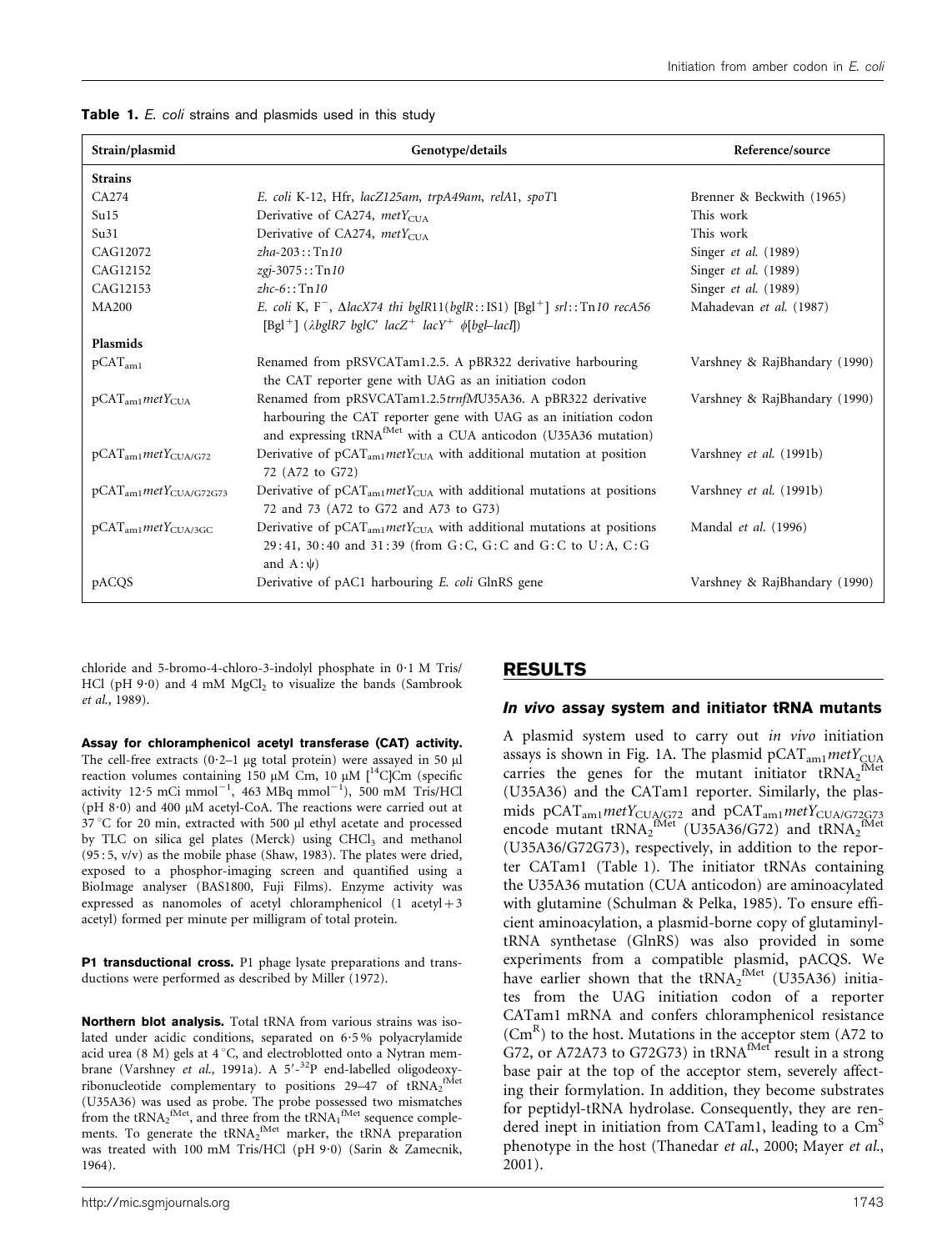**Table 1.** *E. coli* strains and plasmids used in this study

| Strain/plasmid | Genotype/details | Reference/source |
|---|---|---|
| **Strains** | | |
| CA274 | *E. coli* K-12, Hfr, *lacZ125am*, *trpA49am*, *relA1*, *spoT1* | Brenner & Beckwith (1965) |
| Su15 | Derivative of CA274, $metY_{CUA}$ | This work |
| Su31 | Derivative of CA274, $metY_{CUA}$ | This work |
| CAG12072 | *zha-203*::Tn*10* | Singer *et al.* (1989) |
| CAG12152 | *zgj-3075*::Tn*10* | Singer *et al.* (1989) |
| CAG12153 | *zhc-6*::Tn*10* | Singer *et al.* (1989) |
| MA200 | *E. coli* K, F$^-$, Δ*lacX74 thi bglR11*(*bglR*::IS1) [Bgl$^+$] *srl*::Tn*10 recA56* [Bgl$^+$] (λ*bglR7 bglC′ lacZ*$^+$ *lacY*$^+$ φ[*bgl–lacI*]) | Mahadevan *et al.* (1987) |
| **Plasmids** | | |
| $pCAT_{am1}$ | Renamed from pRSVCATam1.2.5. A pBR322 derivative harbouring the CAT reporter gene with UAG as an initiation codon | Varshney & RajBhandary (1990) |
| $pCAT_{am1}metY_{CUA}$ | Renamed from pRSVCATam1.2.5*trnfM*U35A36. A pBR322 derivative harbouring the CAT reporter gene with UAG as an initiation codon and expressing $tRNA^{fMet}$ with a CUA anticodon (U35A36 mutation) | Varshney & RajBhandary (1990) |
| $pCAT_{am1}metY_{CUA/G72}$ | Derivative of $pCAT_{am1}metY_{CUA}$ with additional mutation at position 72 (A72 to G72) | Varshney *et al.* (1991b) |
| $pCAT_{am1}metY_{CUA/G72G73}$ | Derivative of $pCAT_{am1}metY_{CUA}$ with additional mutations at positions 72 and 73 (A72 to G72 and A73 to G73) | Varshney *et al.* (1991b) |
| $pCAT_{am1}metY_{CUA/3GC}$ | Derivative of $pCAT_{am1}metY_{CUA}$ with additional mutations at positions 29:41, 30:40 and 31:39 (from G:C, G:C and G:C to U:A, C:G and A:ψ) | Mandal *et al.* (1996) |
| pACQS | Derivative of pAC1 harbouring *E. coli* GlnRS gene | Varshney & RajBhandary (1990) |

chloride and 5-bromo-4-chloro-3-indolyl phosphate in 0·1 M Tris/HCl (pH 9·0) and 4 mM $MgCl_2$ to visualize the bands (Sambrook *et al.*, 1989).

**Assay for chloramphenicol acetyl transferase (CAT) activity.** The cell-free extracts (0·2–1 μg total protein) were assayed in 50 μl reaction volumes containing 150 μM Cm, 10 μM [$^{14}$C]Cm (specific activity 12·5 mCi mmol$^{-1}$, 463 MBq mmol$^{-1}$), 500 mM Tris/HCl (pH 8·0) and 400 μM acetyl-CoA. The reactions were carried out at 37 °C for 20 min, extracted with 500 μl ethyl acetate and processed by TLC on silica gel plates (Merck) using $CHCl_3$ and methanol (95 : 5, v/v) as the mobile phase (Shaw, 1983). The plates were dried, exposed to a phosphor-imaging screen and quantified using a BioImage analyser (BAS1800, Fuji Films). Enzyme activity was expressed as nanomoles of acetyl chloramphenicol (1 acetyl + 3 acetyl) formed per minute per milligram of total protein.

**P1 transductional cross.** P1 phage lysate preparations and transductions were performed as described by Miller (1972).

**Northern blot analysis.** Total tRNA from various strains was isolated under acidic conditions, separated on 6·5 % polyacrylamide acid urea (8 M) gels at 4 °C, and electroblotted onto a Nytran membrane (Varshney *et al.*, 1991a). A 5′-$^{32}$P end-labelled oligodeoxyribonucleotide complementary to positions 29–47 of $tRNA_2^{fMet}$ (U35A36) was used as probe. The probe possessed two mismatches from the $tRNA_2^{fMet}$, and three from the $tRNA_1^{fMet}$ sequence complements. To generate the $tRNA_2^{fMet}$ marker, the tRNA preparation was treated with 100 mM Tris/HCl (pH 9·0) (Sarin & Zamecnik, 1964).

## RESULTS

### *In vivo* assay system and initiator tRNA mutants

A plasmid system used to carry out *in vivo* initiation assays is shown in Fig. 1A. The plasmid $pCAT_{am1}metY_{CUA}$ carries the genes for the mutant initiator $tRNA_2^{fMet}$ (U35A36) and the CATam1 reporter. Similarly, the plasmids $pCAT_{am1}metY_{CUA/G72}$ and $pCAT_{am1}metY_{CUA/G72G73}$ encode mutant $tRNA_2^{fMet}$ (U35A36/G72) and $tRNA_2^{fMet}$ (U35A36/G72G73), respectively, in addition to the reporter CATam1 (Table 1). The initiator tRNAs containing the U35A36 mutation (CUA anticodon) are aminoacylated with glutamine (Schulman & Pelka, 1985). To ensure efficient aminoacylation, a plasmid-borne copy of glutaminyl-tRNA synthetase (GlnRS) was also provided in some experiments from a compatible plasmid, pACQS. We have earlier shown that the $tRNA_2^{fMet}$ (U35A36) initiates from the UAG initiation codon of a reporter CATam1 mRNA and confers chloramphenicol resistance ($Cm^R$) to the host. Mutations in the acceptor stem (A72 to G72, or A72A73 to G72G73) in $tRNA^{fMet}$ result in a strong base pair at the top of the acceptor stem, severely affecting their formylation. In addition, they become substrates for peptidyl-tRNA hydrolase. Consequently, they are rendered inept in initiation from CATam1, leading to a $Cm^S$ phenotype in the host (Thanedar *et al.*, 2000; Mayer *et al.*, 2001).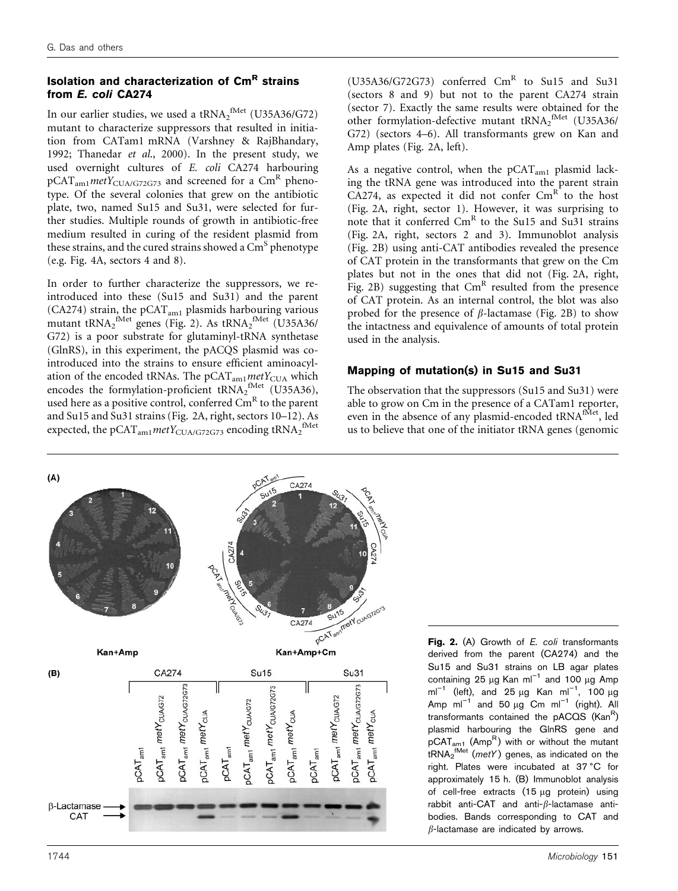### Isolation and characterization of $Cm^R$ strains from *E. coli* CA274

In our earlier studies, we used a $tRNA_2^{fMet}$ (U35A36/G72) mutant to characterize suppressors that resulted in initiation from CATam1 mRNA (Varshney & RajBhandary, 1992; Thanedar *et al.*, 2000). In the present study, we used overnight cultures of *E. coli* CA274 harbouring $pCAT_{am1}metY_{CUA/G72G73}$ and screened for a $Cm^R$ phenotype. Of the several colonies that grew on the antibiotic plate, two, named Su15 and Su31, were selected for further studies. Multiple rounds of growth in antibiotic-free medium resulted in curing of the resident plasmid from these strains, and the cured strains showed a $Cm^S$ phenotype (e.g. Fig. 4A, sectors 4 and 8).

In order to further characterize the suppressors, we reintroduced into these (Su15 and Su31) and the parent (CA274) strain, the $pCAT_{am1}$ plasmids harbouring various mutant $tRNA_2^{fMet}$ genes (Fig. 2). As $tRNA_2^{fMet}$ (U35A36/G72) is a poor substrate for glutaminyl-tRNA synthetase (GlnRS), in this experiment, the pACQS plasmid was co-introduced into the strains to ensure efficient aminoacylation of the encoded tRNAs. The $pCAT_{am1}metY_{CUA}$ which encodes the formylation-proficient $tRNA_2^{fMet}$ (U35A36), used here as a positive control, conferred $Cm^R$ to the parent and Su15 and Su31 strains (Fig. 2A, right, sectors 10–12). As expected, the $pCAT_{am1}metY_{CUA/G72G73}$ encoding $tRNA_2^{fMet}$ (U35A36/G72G73) conferred $Cm^R$ to Su15 and Su31 (sectors 8 and 9) but not to the parent CA274 strain (sector 7). Exactly the same results were obtained for the other formylation-defective mutant $tRNA_2^{fMet}$ (U35A36/G72) (sectors 4–6). All transformants grew on Kan and Amp plates (Fig. 2A, left).

As a negative control, when the $pCAT_{am1}$ plasmid lacking the tRNA gene was introduced into the parent strain CA274, as expected it did not confer $Cm^R$ to the host (Fig. 2A, right, sector 1). However, it was surprising to note that it conferred $Cm^R$ to the Su15 and Su31 strains (Fig. 2A, right, sectors 2 and 3). Immunoblot analysis (Fig. 2B) using anti-CAT antibodies revealed the presence of CAT protein in the transformants that grew on the Cm plates but not in the ones that did not (Fig. 2A, right, Fig. 2B) suggesting that $Cm^R$ resulted from the presence of CAT protein. As an internal control, the blot was also probed for the presence of β-lactamase (Fig. 2B) to show the intactness and equivalence of amounts of total protein used in the analysis.

### Mapping of mutation(s) in Su15 and Su31

The observation that the suppressors (Su15 and Su31) were able to grow on Cm in the presence of a CATam1 reporter, even in the absence of any plasmid-encoded $tRNA^{fMet}$, led us to believe that one of the initiator tRNA genes (genomic

**Fig. 2.** (A) Growth of *E. coli* transformants derived from the parent (CA274) and the Su15 and Su31 strains on LB agar plates containing 25 μg Kan $ml^{-1}$ and 100 μg Amp $ml^{-1}$ (left), and 25 μg Kan $ml^{-1}$, 100 μg Amp $ml^{-1}$ and 50 μg Cm $ml^{-1}$ (right). All transformants contained the pACQS ($Kan^R$) plasmid harbouring the GlnRS gene and $pCAT_{am1}$ ($Amp^R$) with or without the mutant $tRNA_2^{fMet}$ (*metY*) genes, as indicated on the right. Plates were incubated at 37 °C for approximately 15 h. (B) Immunoblot analysis of cell-free extracts (15 μg protein) using rabbit anti-CAT and anti-β-lactamase antibodies. Bands corresponding to CAT and β-lactamase are indicated by arrows.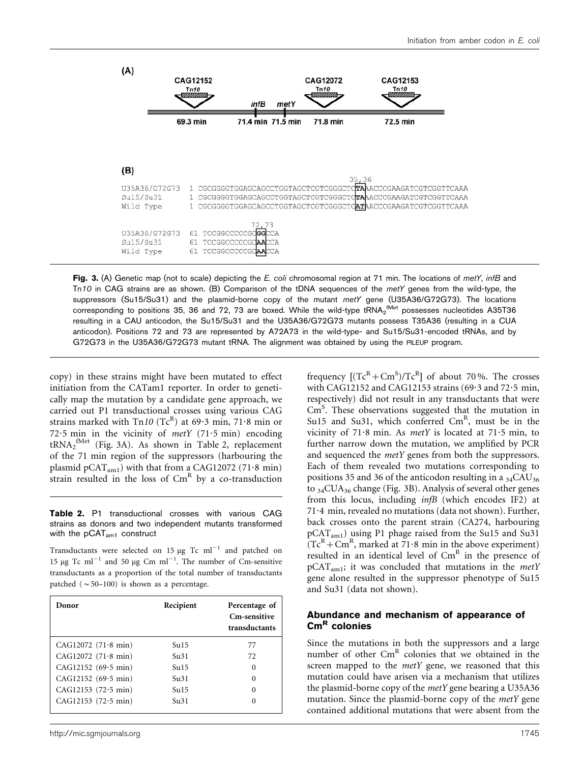(A)

CAG12152 Tn*10* — 69·3 min

*infB* — 71.4 min

*metY* — 71.5 min

CAG12072 Tn*10* — 71.8 min

CAG12153 Tn*10* — 72.5 min

(B)

```
                                                              35,36
U35A36/G72G73  1 CGCGGGGTGGAGCAGCCTGGTAGCTCGTCGGGCTCTAAACCCGAAGATCGTCGGTTCAAA
Su15/Su31      1 CGCGGGGTGGAGCAGCCTGGTAGCTCGTCGGGCTCTAAACCCGAAGATCGTCGGTTCAAA
Wild Type      1 CGCGGGGTGGAGCAGCCTGGTAGCTCGTCGGGCTCATAACCCGAAGATCGTCGGTTCAAA

                             72,73
U35A36/G72G73 61 TCCGGCCCCCGCGGCCA
Su15/Su31     61 TCCGGCCCCCGCAACCA
Wild Type     61 TCCGGCCCCCGCAACCA
```

**Fig. 3.** (A) Genetic map (not to scale) depicting the *E. coli* chromosomal region at 71 min. The locations of *metY*, *infB* and Tn*10* in CAG strains are as shown. (B) Comparison of the tDNA sequences of the *metY* genes from the wild-type, the suppressors (Su15/Su31) and the plasmid-borne copy of the mutant *metY* gene (U35A36/G72G73). The locations corresponding to positions 35, 36 and 72, 73 are boxed. While the wild-type $tRNA_2^{fMet}$ possesses nucleotides A35T36 resulting in a CAU anticodon, the Su15/Su31 and the U35A36/G72G73 mutants possess T35A36 (resulting in a CUA anticodon). Positions 72 and 73 are represented by A72A73 in the wild-type- and Su15/Su31-encoded tRNAs, and by G72G73 in the U35A36/G72G73 mutant tRNA. The alignment was obtained by using the PILEUP program.

copy) in these strains might have been mutated to effect initiation from the CATam1 reporter. In order to genetically map the mutation by a candidate gene approach, we carried out P1 transductional crosses using various CAG strains marked with Tn*10* ($Tc^R$) at 69·3 min, 71·8 min or 72·5 min in the vicinity of *metY* (71·5 min) encoding $tRNA_2^{fMet}$ (Fig. 3A). As shown in Table 2, replacement of the 71 min region of the suppressors (harbouring the plasmid $pCAT_{am1}$) with that from a CAG12072 (71·8 min) strain resulted in the loss of $Cm^R$ by a co-transduction frequency $[(Tc^R+Cm^S)/Tc^R]$ of about 70 %. The crosses with CAG12152 and CAG12153 strains (69·3 and 72·5 min, respectively) did not result in any transductants that were $Cm^S$. These observations suggested that the mutation in Su15 and Su31, which conferred $Cm^R$, must be in the vicinity of 71·8 min. As *metY* is located at 71·5 min, to further narrow down the mutation, we amplified by PCR and sequenced the *metY* genes from both the suppressors. Each of them revealed two mutations corresponding to positions 35 and 36 of the anticodon resulting in a $_{34}CAU_{36}$ to $_{34}CUA_{36}$ change (Fig. 3B). Analysis of several other genes from this locus, including *infB* (which encodes IF2) at 71·4 min, revealed no mutations (data not shown). Further, back crosses onto the parent strain (CA274, harbouring $pCAT_{am1}$) using P1 phage raised from the Su15 and Su31 ($Tc^R+Cm^R$, marked at 71·8 min in the above experiment) resulted in an identical level of $Cm^R$ in the presence of $pCAT_{am1}$; it was concluded that mutations in the *metY* gene alone resulted in the suppressor phenotype of Su15 and Su31 (data not shown).

**Table 2.** P1 transductional crosses with various CAG strains as donors and two independent mutants transformed with the $pCAT_{am1}$ construct

Transductants were selected on 15 μg Tc $ml^{-1}$ and patched on 15 μg Tc $ml^{-1}$ and 50 μg Cm $ml^{-1}$. The number of Cm-sensitive transductants as a proportion of the total number of transductants patched (~50–100) is shown as a percentage.

| Donor | Recipient | Percentage of Cm-sensitive transductants |
|---|---|---|
| CAG12072 (71·8 min) | Su15 | 77 |
| CAG12072 (71·8 min) | Su31 | 72 |
| CAG12152 (69·5 min) | Su15 | 0 |
| CAG12152 (69·5 min) | Su31 | 0 |
| CAG12153 (72·5 min) | Su15 | 0 |
| CAG12153 (72·5 min) | Su31 | 0 |

## Abundance and mechanism of appearance of $Cm^R$ colonies

Since the mutations in both the suppressors and a large number of other $Cm^R$ colonies that we obtained in the screen mapped to the *metY* gene, we reasoned that this mutation could have arisen via a mechanism that utilizes the plasmid-borne copy of the *metY* gene bearing a U35A36 mutation. Since the plasmid-borne copy of the *metY* gene contained additional mutations that were absent from the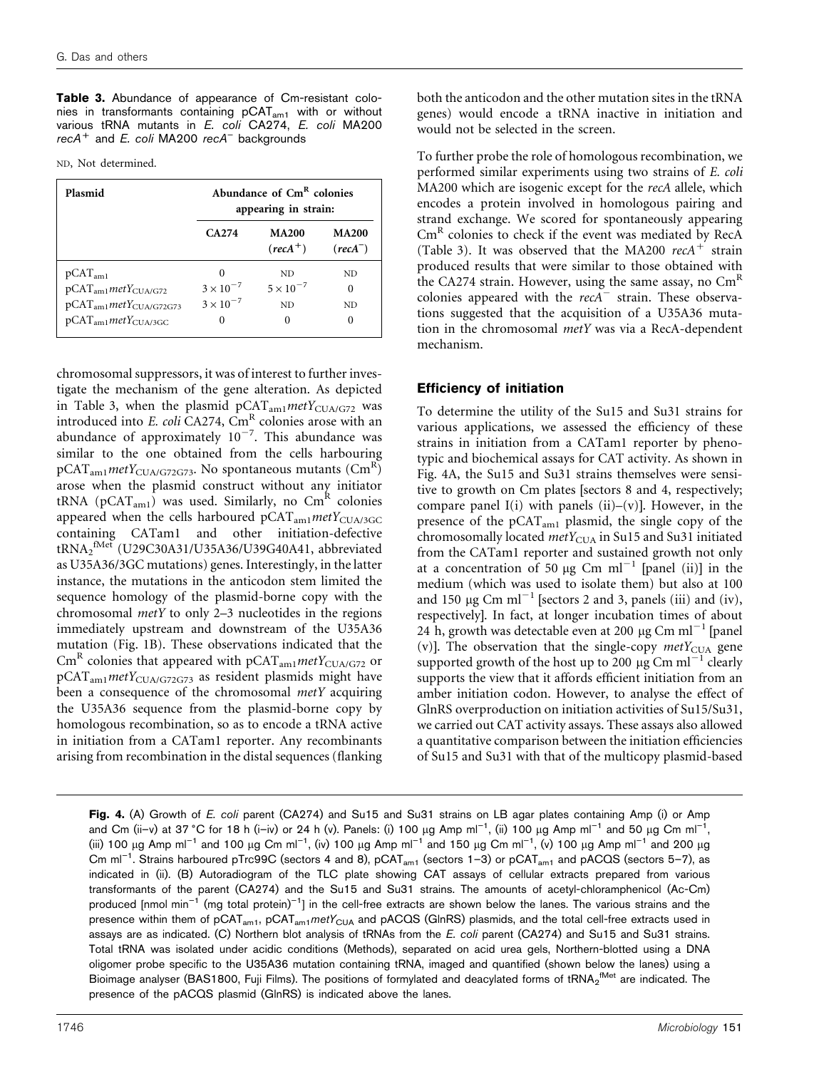**Table 3.** Abundance of appearance of Cm-resistant colonies in transformants containing $pCAT_{am1}$ with or without various tRNA mutants in *E. coli* CA274, *E. coli* MA200 $recA^+$ and *E. coli* MA200 $recA^-$ backgrounds

ND, Not determined.

| Plasmid | Abundance of $Cm^R$ colonies appearing in strain: | | |
|---|---|---|---|
| | CA274 | MA200 ($recA^+$) | MA200 ($recA^-$) |
| $pCAT_{am1}$ | 0 | ND | ND |
| $pCAT_{am1}metY_{CUA/G72}$ | $3\times10^{-7}$ | $5\times10^{-7}$ | 0 |
| $pCAT_{am1}metY_{CUA/G72G73}$ | $3\times10^{-7}$ | ND | ND |
| $pCAT_{am1}metY_{CUA/3GC}$ | 0 | 0 | 0 |

chromosomal suppressors, it was of interest to further investigate the mechanism of the gene alteration. As depicted in Table 3, when the plasmid $pCAT_{am1}metY_{CUA/G72}$ was introduced into *E. coli* CA274, $Cm^R$ colonies arose with an abundance of approximately $10^{-7}$. This abundance was similar to the one obtained from the cells harbouring $pCAT_{am1}metY_{CUA/G72G73}$. No spontaneous mutants ($Cm^R$) arose when the plasmid construct without any initiator tRNA ($pCAT_{am1}$) was used. Similarly, no $Cm^R$ colonies appeared when the cells harboured $pCAT_{am1}metY_{CUA/3GC}$ containing CATam1 and other initiation-defective $tRNA_2^{fMet}$ (U29C30A31/U35A36/U39G40A41, abbreviated as U35A36/3GC mutations) genes. Interestingly, in the latter instance, the mutations in the anticodon stem limited the sequence homology of the plasmid-borne copy with the chromosomal *metY* to only 2–3 nucleotides in the regions immediately upstream and downstream of the U35A36 mutation (Fig. 1B). These observations indicated that the $Cm^R$ colonies that appeared with $pCAT_{am1}metY_{CUA/G72}$ or $pCAT_{am1}metY_{CUA/G72G73}$ as resident plasmids might have been a consequence of the chromosomal *metY* acquiring the U35A36 sequence from the plasmid-borne copy by homologous recombination, so as to encode a tRNA active in initiation from a CATam1 reporter. Any recombinants arising from recombination in the distal sequences (flanking both the anticodon and the other mutation sites in the tRNA genes) would encode a tRNA inactive in initiation and would not be selected in the screen.

To further probe the role of homologous recombination, we performed similar experiments using two strains of *E. coli* MA200 which are isogenic except for the *recA* allele, which encodes a protein involved in homologous pairing and strand exchange. We scored for spontaneously appearing $Cm^R$ colonies to check if the event was mediated by RecA (Table 3). It was observed that the MA200 $recA^+$ strain produced results that were similar to those obtained with the CA274 strain. However, using the same assay, no $Cm^R$ colonies appeared with the $recA^-$ strain. These observations suggested that the acquisition of a U35A36 mutation in the chromosomal *metY* was via a RecA-dependent mechanism.

## Efficiency of initiation

To determine the utility of the Su15 and Su31 strains for various applications, we assessed the efficiency of these strains in initiation from a CATam1 reporter by phenotypic and biochemical assays for CAT activity. As shown in Fig. 4A, the Su15 and Su31 strains themselves were sensitive to growth on Cm plates [sectors 8 and 4, respectively; compare panel I(i) with panels (ii)–(v)]. However, in the presence of the $pCAT_{am1}$ plasmid, the single copy of the chromosomally located $metY_{CUA}$ in Su15 and Su31 initiated from the CATam1 reporter and sustained growth not only at a concentration of 50 μg Cm $ml^{-1}$ [panel (ii)] in the medium (which was used to isolate them) but also at 100 and 150 μg Cm $ml^{-1}$ [sectors 2 and 3, panels (iii) and (iv), respectively]. In fact, at longer incubation times of about 24 h, growth was detectable even at 200 μg Cm $ml^{-1}$ [panel (v)]. The observation that the single-copy $metY_{CUA}$ gene supported growth of the host up to 200 μg Cm $ml^{-1}$ clearly supports the view that it affords efficient initiation from an amber initiation codon. However, to analyse the effect of GlnRS overproduction on initiation activities of Su15/Su31, we carried out CAT activity assays. These assays also allowed a quantitative comparison between the initiation efficiencies of Su15 and Su31 with that of the multicopy plasmid-based

**Fig. 4.** (A) Growth of *E. coli* parent (CA274) and Su15 and Su31 strains on LB agar plates containing Amp (i) or Amp and Cm (ii–v) at 37 °C for 18 h (i–iv) or 24 h (v). Panels: (i) 100 μg Amp $ml^{-1}$, (ii) 100 μg Amp $ml^{-1}$ and 50 μg Cm $ml^{-1}$, (iii) 100 μg Amp $ml^{-1}$ and 100 μg Cm $ml^{-1}$, (iv) 100 μg Amp $ml^{-1}$ and 150 μg Cm $ml^{-1}$, (v) 100 μg Amp $ml^{-1}$ and 200 μg Cm $ml^{-1}$. Strains harboured pTrc99C (sectors 4 and 8), $pCAT_{am1}$ (sectors 1–3) or $pCAT_{am1}$ and pACQS (sectors 5–7), as indicated in (ii). (B) Autoradiogram of the TLC plate showing CAT assays of cellular extracts prepared from various transformants of the parent (CA274) and the Su15 and Su31 strains. The amounts of acetyl-chloramphenicol (Ac-Cm) produced [nmol $min^{-1}$ (mg total protein)$^{-1}$] in the cell-free extracts are shown below the lanes. The various strains and the presence within them of $pCAT_{am1}$, $pCAT_{am1}metY_{CUA}$ and pACQS (GlnRS) plasmids, and the total cell-free extracts used in assays are as indicated. (C) Northern blot analysis of tRNAs from the *E. coli* parent (CA274) and Su15 and Su31 strains. Total tRNA was isolated under acidic conditions (Methods), separated on acid urea gels, Northern-blotted using a DNA oligomer probe specific to the U35A36 mutation containing tRNA, imaged and quantified (shown below the lanes) using a Bioimage analyser (BAS1800, Fuji Films). The positions of formylated and deacylated forms of $tRNA_2^{fMet}$ are indicated. The presence of the pACQS plasmid (GlnRS) is indicated above the lanes.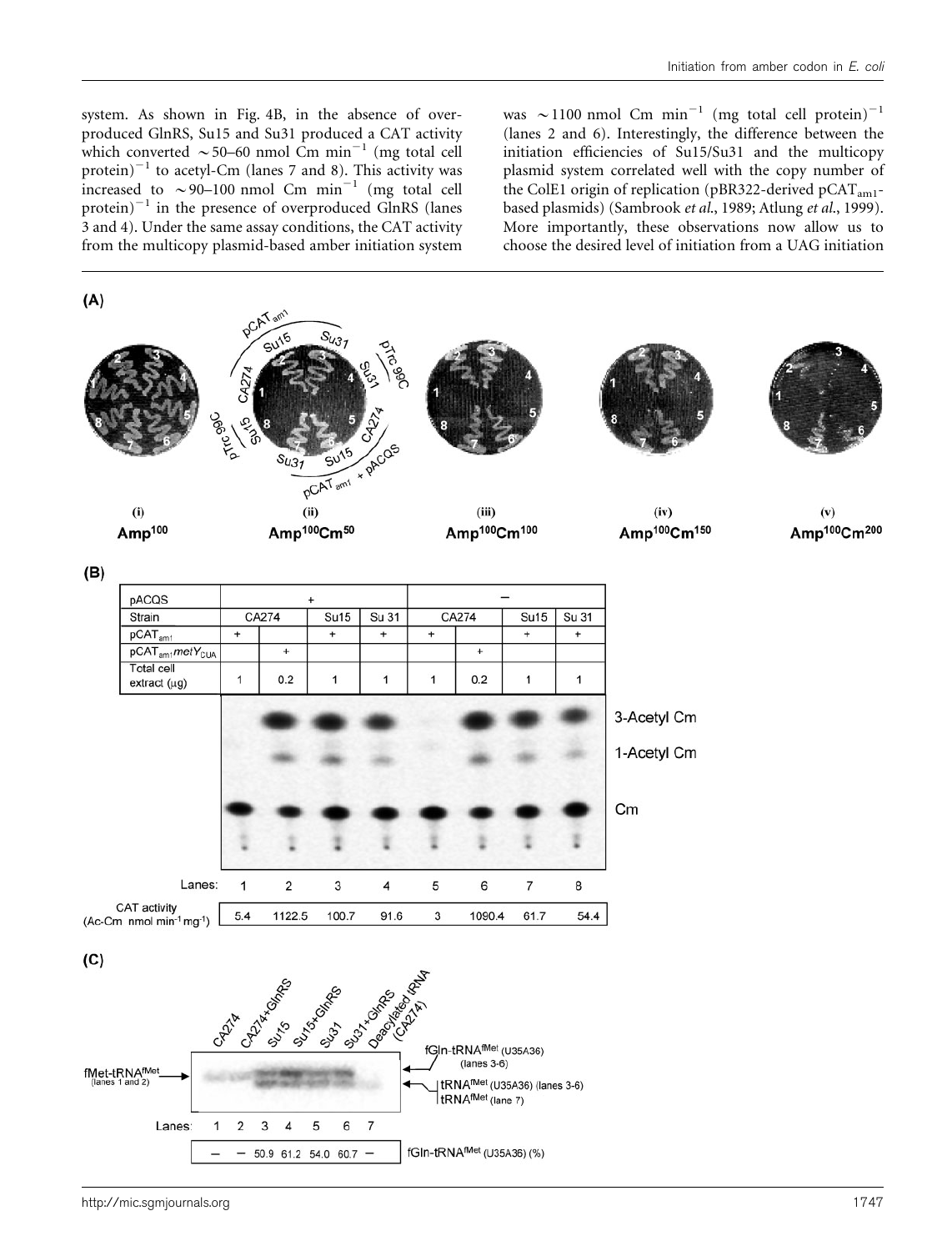system. As shown in Fig. 4B, in the absence of overproduced GlnRS, Su15 and Su31 produced a CAT activity which converted ~50–60 nmol Cm $min^{-1}$ (mg total cell protein)$^{-1}$ to acetyl-Cm (lanes 7 and 8). This activity was increased to ~90–100 nmol Cm $min^{-1}$ (mg total cell protein)$^{-1}$ in the presence of overproduced GlnRS (lanes 3 and 4). Under the same assay conditions, the CAT activity from the multicopy plasmid-based amber initiation system was ~1100 nmol Cm $min^{-1}$ (mg total cell protein)$^{-1}$ (lanes 2 and 6). Interestingly, the difference between the initiation efficiencies of Su15/Su31 and the multicopy plasmid system correlated well with the copy number of the ColE1 origin of replication (pBR322-derived $pCAT_{am1}$-based plasmids) (Sambrook *et al.*, 1989; Atlung *et al.*, 1999). More importantly, these observations now allow us to choose the desired level of initiation from a UAG initiation

(A)

(i) $Amp^{100}$ (ii) $Amp^{100}Cm^{50}$ (iii) $Amp^{100}Cm^{100}$ (iv) $Amp^{100}Cm^{150}$ (v) $Amp^{100}Cm^{200}$

(B)

| pACQS | + | | | | − | | | |
|---|---|---|---|---|---|---|---|---|
| Strain | CA274 | | Su15 | Su 31 | CA274 | | Su15 | Su 31 |
| $pCAT_{am1}$ | + | | + | + | + | | + | + |
| $pCAT_{am1}metY_{CUA}$ | | + | | | | + | | |
| Total cell extract (μg) | 1 | 0.2 | 1 | 1 | 1 | 0.2 | 1 | 1 |
| Lanes: | 1 | 2 | 3 | 4 | 5 | 6 | 7 | 8 |
| CAT activity (Ac-Cm nmol $min^{-1}$ $mg^{-1}$) | 5.4 | 1122.5 | 100.7 | 91.6 | 3 | 1090.4 | 61.7 | 54.4 |

(C)

| Lanes: | 1 | 2 | 3 | 4 | 5 | 6 | 7 |
|---|---|---|---|---|---|---|---|
| | CA274 | CA274+GlnRS | Su15 | Su15+GlnRS | Su31 | Su31+GlnRS | Deacylated tRNA (CA274) |
| $fGln-tRNA^{fMet}$ (U35A36) (%) | – | – | 50.9 | 61.2 | 54.0 | 60.7 | – |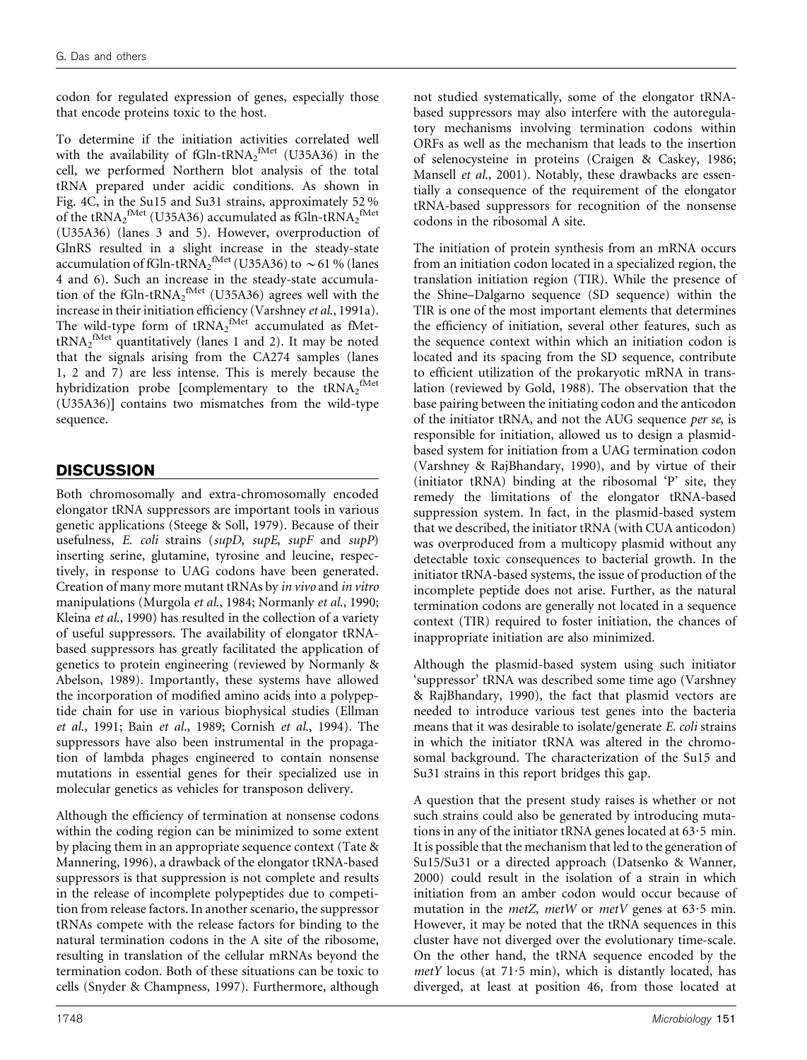codon for regulated expression of genes, especially those that encode proteins toxic to the host.

To determine if the initiation activities correlated well with the availability of fGln-tRNA$_2^{fMet}$ (U35A36) in the cell, we performed Northern blot analysis of the total tRNA prepared under acidic conditions. As shown in Fig. 4C, in the Su15 and Su31 strains, approximately 52 % of the tRNA$_2^{fMet}$ (U35A36) accumulated as fGln-tRNA$_2^{fMet}$ (U35A36) (lanes 3 and 5). However, overproduction of GlnRS resulted in a slight increase in the steady-state accumulation of fGln-tRNA$_2^{fMet}$ (U35A36) to ~61 % (lanes 4 and 6). Such an increase in the steady-state accumulation of the fGln-tRNA$_2^{fMet}$ (U35A36) agrees well with the increase in their initiation efficiency (Varshney *et al.*, 1991a). The wild-type form of tRNA$_2^{fMet}$ accumulated as fMet-tRNA$_2^{fMet}$ quantitatively (lanes 1 and 2). It may be noted that the signals arising from the CA274 samples (lanes 1, 2 and 7) are less intense. This is merely because the hybridization probe [complementary to the tRNA$_2^{fMet}$ (U35A36)] contains two mismatches from the wild-type sequence.

## DISCUSSION

Both chromosomally and extra-chromosomally encoded elongator tRNA suppressors are important tools in various genetic applications (Steege & Soll, 1979). Because of their usefulness, *E. coli* strains (*supD*, *supE*, *supF* and *supP*) inserting serine, glutamine, tyrosine and leucine, respectively, in response to UAG codons have been generated. Creation of many more mutant tRNAs by *in vivo* and *in vitro* manipulations (Murgola *et al.*, 1984; Normanly *et al.*, 1990; Kleina *et al.*, 1990) has resulted in the collection of a variety of useful suppressors. The availability of elongator tRNA-based suppressors has greatly facilitated the application of genetics to protein engineering (reviewed by Normanly & Abelson, 1989). Importantly, these systems have allowed the incorporation of modified amino acids into a polypeptide chain for use in various biophysical studies (Ellman *et al.*, 1991; Bain *et al.*, 1989; Cornish *et al.*, 1994). The suppressors have also been instrumental in the propagation of lambda phages engineered to contain nonsense mutations in essential genes for their specialized use in molecular genetics as vehicles for transposon delivery.

Although the efficiency of termination at nonsense codons within the coding region can be minimized to some extent by placing them in an appropriate sequence context (Tate & Mannering, 1996), a drawback of the elongator tRNA-based suppressors is that suppression is not complete and results in the release of incomplete polypeptides due to competition from release factors. In another scenario, the suppressor tRNAs compete with the release factors for binding to the natural termination codons in the A site of the ribosome, resulting in translation of the cellular mRNAs beyond the termination codon. Both of these situations can be toxic to cells (Snyder & Champness, 1997). Furthermore, although not studied systematically, some of the elongator tRNA-based suppressors may also interfere with the autoregulatory mechanisms involving termination codons within ORFs as well as the mechanism that leads to the insertion of selenocysteine in proteins (Craigen & Caskey, 1986; Mansell *et al.*, 2001). Notably, these drawbacks are essentially a consequence of the requirement of the elongator tRNA-based suppressors for recognition of the nonsense codons in the ribosomal A site.

The initiation of protein synthesis from an mRNA occurs from an initiation codon located in a specialized region, the translation initiation region (TIR). While the presence of the Shine–Dalgarno sequence (SD sequence) within the TIR is one of the most important elements that determines the efficiency of initiation, several other features, such as the sequence context within which an initiation codon is located and its spacing from the SD sequence, contribute to efficient utilization of the prokaryotic mRNA in translation (reviewed by Gold, 1988). The observation that the base pairing between the initiating codon and the anticodon of the initiator tRNA, and not the AUG sequence *per se*, is responsible for initiation, allowed us to design a plasmid-based system for initiation from a UAG termination codon (Varshney & RajBhandary, 1990), and by virtue of their (initiator tRNA) binding at the ribosomal 'P' site, they remedy the limitations of the elongator tRNA-based suppression system. In fact, in the plasmid-based system that we described, the initiator tRNA (with CUA anticodon) was overproduced from a multicopy plasmid without any detectable toxic consequences to bacterial growth. In the initiator tRNA-based systems, the issue of production of the incomplete peptide does not arise. Further, as the natural termination codons are generally not located in a sequence context (TIR) required to foster initiation, the chances of inappropriate initiation are also minimized.

Although the plasmid-based system using such initiator 'suppressor' tRNA was described some time ago (Varshney & RajBhandary, 1990), the fact that plasmid vectors are needed to introduce various test genes into the bacteria means that it was desirable to isolate/generate *E. coli* strains in which the initiator tRNA was altered in the chromosomal background. The characterization of the Su15 and Su31 strains in this report bridges this gap.

A question that the present study raises is whether or not such strains could also be generated by introducing mutations in any of the initiator tRNA genes located at 63·5 min. It is possible that the mechanism that led to the generation of Su15/Su31 or a directed approach (Datsenko & Wanner, 2000) could result in the isolation of a strain in which initiation from an amber codon would occur because of mutation in the *metZ*, *metW* or *metV* genes at 63·5 min. However, it may be noted that the tRNA sequences in this cluster have not diverged over the evolutionary time-scale. On the other hand, the tRNA sequence encoded by the *metY* locus (at 71·5 min), which is distantly located, has diverged, at least at position 46, from those located at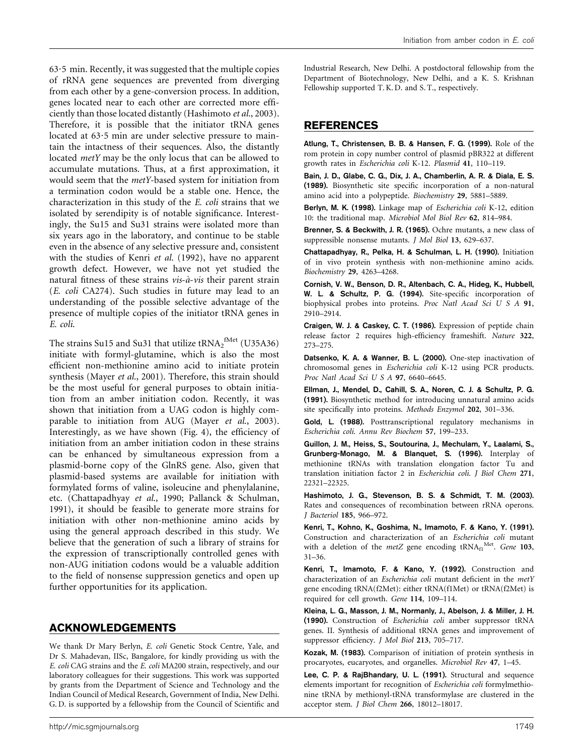63·5 min. Recently, it was suggested that the multiple copies of rRNA gene sequences are prevented from diverging from each other by a gene-conversion process. In addition, genes located near to each other are corrected more efficiently than those located distantly (Hashimoto *et al.*, 2003). Therefore, it is possible that the initiator tRNA genes located at 63·5 min are under selective pressure to maintain the intactness of their sequences. Also, the distantly located *metY* may be the only locus that can be allowed to accumulate mutations. Thus, at a first approximation, it would seem that the *metY*-based system for initiation from a termination codon would be a stable one. Hence, the characterization in this study of the *E. coli* strains that we isolated by serendipity is of notable significance. Interestingly, the Su15 and Su31 strains were isolated more than six years ago in the laboratory, and continue to be stable even in the absence of any selective pressure and, consistent with the studies of Kenri *et al.* (1992), have no apparent growth defect. However, we have not yet studied the natural fitness of these strains *vis-à-vis* their parent strain (*E. coli* CA274). Such studies in future may lead to an understanding of the possible selective advantage of the presence of multiple copies of the initiator tRNA genes in *E. coli*.

The strains Su15 and Su31 that utilize $tRNA_2^{fMet}$ (U35A36) initiate with formyl-glutamine, which is also the most efficient non-methionine amino acid to initiate protein synthesis (Mayer *et al.*, 2001). Therefore, this strain should be the most useful for general purposes to obtain initiation from an amber initiation codon. Recently, it was shown that initiation from a UAG codon is highly comparable to initiation from AUG (Mayer *et al.*, 2003). Interestingly, as we have shown (Fig. 4), the efficiency of initiation from an amber initiation codon in these strains can be enhanced by simultaneous expression from a plasmid-borne copy of the GlnRS gene. Also, given that plasmid-based systems are available for initiation with formylated forms of valine, isoleucine and phenylalanine, etc. (Chattapadhyay *et al.*, 1990; Pallanck & Schulman, 1991), it should be feasible to generate more strains for initiation with other non-methionine amino acids by using the general approach described in this study. We believe that the generation of such a library of strains for the expression of transcriptionally controlled genes with non-AUG initiation codons would be a valuable addition to the field of nonsense suppression genetics and open up further opportunities for its application.

## ACKNOWLEDGEMENTS

We thank Dr Mary Berlyn, *E. coli* Genetic Stock Centre, Yale, and Dr S. Mahadevan, IISc, Bangalore, for kindly providing us with the *E. coli* CAG strains and the *E. coli* MA200 strain, respectively, and our laboratory colleagues for their suggestions. This work was supported by grants from the Department of Science and Technology and the Indian Council of Medical Research, Government of India, New Delhi. G. D. is supported by a fellowship from the Council of Scientific and Industrial Research, New Delhi. A postdoctoral fellowship from the Department of Biotechnology, New Delhi, and a K. S. Krishnan Fellowship supported T. K. D. and S. T., respectively.

## REFERENCES

**Atlung, T., Christensen, B. B. & Hansen, F. G. (1999).** Role of the rom protein in copy number control of plasmid pBR322 at different growth rates in *Escherichia coli* K-12. *Plasmid* **41**, 110–119.

**Bain, J. D., Glabe, C. G., Dix, J. A., Chamberlin, A. R. & Diala, E. S. (1989).** Biosynthetic site specific incorporation of a non-natural amino acid into a polypeptide. *Biochemistry* **29**, 5881–5889.

**Berlyn, M. K. (1998).** Linkage map of *Escherichia coli* K-12, edition 10: the traditional map. *Microbiol Mol Biol Rev* **62**, 814–984.

**Brenner, S. & Beckwith, J. R. (1965).** Ochre mutants, a new class of suppressible nonsense mutants. *J Mol Biol* **13**, 629–637.

**Chattapadhyay, R., Pelka, H. & Schulman, L. H. (1990).** Initiation of in vivo protein synthesis with non-methionine amino acids. *Biochemistry* **29**, 4263–4268.

**Cornish, V. W., Benson, D. R., Altenbach, C. A., Hideg, K., Hubbell, W. L. & Schultz, P. G. (1994).** Site-specific incorporation of biophysical probes into proteins. *Proc Natl Acad Sci U S A* **91**, 2910–2914.

**Craigen, W. J. & Caskey, C. T. (1986).** Expression of peptide chain release factor 2 requires high-efficiency frameshift. *Nature* **322**, 273–275.

**Datsenko, K. A. & Wanner, B. L. (2000).** One-step inactivation of chromosomal genes in *Escherichia coli* K-12 using PCR products. *Proc Natl Acad Sci U S A* **97**, 6640–6645.

**Ellman, J., Mendel, D., Cahill, S. A., Noren, C. J. & Schultz, P. G. (1991).** Biosynthetic method for introducing unnatural amino acids site specifically into proteins. *Methods Enzymol* **202**, 301–336.

**Gold, L. (1988).** Posttranscriptional regulatory mechanisms in *Escherichia coli*. *Annu Rev Biochem* **57**, 199–233.

**Guillon, J. M., Heiss, S., Soutourina, J., Mechulam, Y., Laalami, S., Grunberg-Monago, M. & Blanquet, S. (1996).** Interplay of methionine tRNAs with translation elongation factor Tu and translation initiation factor 2 in *Escherichia coli*. *J Biol Chem* **271**, 22321–22325.

**Hashimoto, J. G., Stevenson, B. S. & Schmidt, T. M. (2003).** Rates and consequences of recombination between rRNA operons. *J Bacteriol* **185**, 966–972.

**Kenri, T., Kohno, K., Goshima, N., Imamoto, F. & Kano, Y. (1991).** Construction and characterization of an *Escherichia coli* mutant with a deletion of the *metZ* gene encoding $tRNA_{f1}^{Met}$. *Gene* **103**, 31–36.

**Kenri, T., Imamoto, F. & Kano, Y. (1992).** Construction and characterization of an *Escherichia coli* mutant deficient in the *metY* gene encoding tRNA(f2Met): either tRNA(f1Met) or tRNA(f2Met) is required for cell growth. *Gene* **114**, 109–114.

**Kleina, L. G., Masson, J. M., Normanly, J., Abelson, J. & Miller, J. H. (1990).** Construction of *Escherichia coli* amber suppressor tRNA genes. II. Synthesis of additional tRNA genes and improvement of suppressor efficiency. *J Mol Biol* **213**, 705–717.

**Kozak, M. (1983).** Comparison of initiation of protein synthesis in procaryotes, eucaryotes, and organelles. *Microbiol Rev* **47**, 1–45.

**Lee, C. P. & RajBhandary, U. L. (1991).** Structural and sequence elements important for recognition of *Escherichia coli* formylmethionine tRNA by methionyl-tRNA transformylase are clustered in the acceptor stem. *J Biol Chem* **266**, 18012–18017.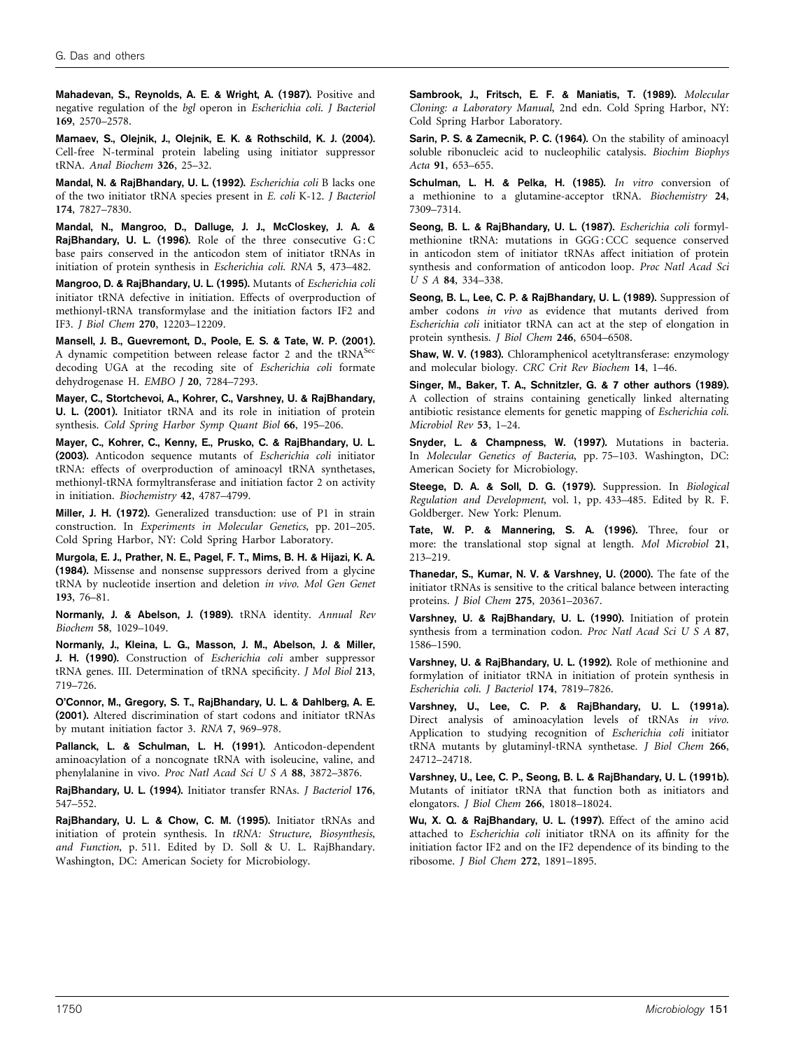**Mahadevan, S., Reynolds, A. E. & Wright, A. (1987).** Positive and negative regulation of the *bgl* operon in *Escherichia coli*. *J Bacteriol* **169**, 2570–2578.

**Mamaev, S., Olejnik, J., Olejnik, E. K. & Rothschild, K. J. (2004).** Cell-free N-terminal protein labeling using initiator suppressor tRNA. *Anal Biochem* **326**, 25–32.

**Mandal, N. & RajBhandary, U. L. (1992).** *Escherichia coli* B lacks one of the two initiator tRNA species present in *E. coli* K-12. *J Bacteriol* **174**, 7827–7830.

**Mandal, N., Mangroo, D., Dalluge, J. J., McCloskey, J. A. & RajBhandary, U. L. (1996).** Role of the three consecutive G:C base pairs conserved in the anticodon stem of initiator tRNAs in initiation of protein synthesis in *Escherichia coli*. *RNA* **5**, 473–482.

**Mangroo, D. & RajBhandary, U. L. (1995).** Mutants of *Escherichia coli* initiator tRNA defective in initiation. Effects of overproduction of methionyl-tRNA transformylase and the initiation factors IF2 and IF3. *J Biol Chem* **270**, 12203–12209.

**Mansell, J. B., Guevremont, D., Poole, E. S. & Tate, W. P. (2001).** A dynamic competition between release factor 2 and the tRNA[Sec] decoding UGA at the recoding site of *Escherichia coli* formate dehydrogenase H. *EMBO J* **20**, 7284–7293.

**Mayer, C., Stortchevoi, A., Kohrer, C., Varshney, U. & RajBhandary, U. L. (2001).** Initiator tRNA and its role in initiation of protein synthesis. *Cold Spring Harbor Symp Quant Biol* **66**, 195–206.

**Mayer, C., Kohrer, C., Kenny, E., Prusko, C. & RajBhandary, U. L. (2003).** Anticodon sequence mutants of *Escherichia coli* initiator tRNA: effects of overproduction of aminoacyl tRNA synthetases, methionyl-tRNA formyltransferase and initiation factor 2 on activity in initiation. *Biochemistry* **42**, 4787–4799.

**Miller, J. H. (1972).** Generalized transduction: use of P1 in strain construction. In *Experiments in Molecular Genetics*, pp. 201–205. Cold Spring Harbor, NY: Cold Spring Harbor Laboratory.

**Murgola, E. J., Prather, N. E., Pagel, F. T., Mims, B. H. & Hijazi, K. A. (1984).** Missense and nonsense suppressors derived from a glycine tRNA by nucleotide insertion and deletion *in vivo*. *Mol Gen Genet* **193**, 76–81.

**Normanly, J. & Abelson, J. (1989).** tRNA identity. *Annual Rev Biochem* **58**, 1029–1049.

**Normanly, J., Kleina, L. G., Masson, J. M., Abelson, J. & Miller, J. H. (1990).** Construction of *Escherichia coli* amber suppressor tRNA genes. III. Determination of tRNA specificity. *J Mol Biol* **213**, 719–726.

**O'Connor, M., Gregory, S. T., RajBhandary, U. L. & Dahlberg, A. E. (2001).** Altered discrimination of start codons and initiator tRNAs by mutant initiation factor 3. *RNA* **7**, 969–978.

**Pallanck, L. & Schulman, L. H. (1991).** Anticodon-dependent aminoacylation of a noncognate tRNA with isoleucine, valine, and phenylalanine in vivo. *Proc Natl Acad Sci U S A* **88**, 3872–3876.

**RajBhandary, U. L. (1994).** Initiator transfer RNAs. *J Bacteriol* **176**, 547–552.

**RajBhandary, U. L. & Chow, C. M. (1995).** Initiator tRNAs and initiation of protein synthesis. In *tRNA: Structure, Biosynthesis, and Function*, p. 511. Edited by D. Soll & U. L. RajBhandary. Washington, DC: American Society for Microbiology.

**Sambrook, J., Fritsch, E. F. & Maniatis, T. (1989).** *Molecular Cloning: a Laboratory Manual*, 2nd edn. Cold Spring Harbor, NY: Cold Spring Harbor Laboratory.

**Sarin, P. S. & Zamecnik, P. C. (1964).** On the stability of aminoacyl soluble ribonucleic acid to nucleophilic catalysis. *Biochim Biophys Acta* **91**, 653–655.

**Schulman, L. H. & Pelka, H. (1985).** *In vitro* conversion of a methionine to a glutamine-acceptor tRNA. *Biochemistry* **24**, 7309–7314.

**Seong, B. L. & RajBhandary, U. L. (1987).** *Escherichia coli* formylmethionine tRNA: mutations in GGG:CCC sequence conserved in anticodon stem of initiator tRNAs affect initiation of protein synthesis and conformation of anticodon loop. *Proc Natl Acad Sci U S A* **84**, 334–338.

**Seong, B. L., Lee, C. P. & RajBhandary, U. L. (1989).** Suppression of amber codons *in vivo* as evidence that mutants derived from *Escherichia coli* initiator tRNA can act at the step of elongation in protein synthesis. *J Biol Chem* **246**, 6504–6508.

**Shaw, W. V. (1983).** Chloramphenicol acetyltransferase: enzymology and molecular biology. *CRC Crit Rev Biochem* **14**, 1–46.

**Singer, M., Baker, T. A., Schnitzler, G. & 7 other authors (1989).** A collection of strains containing genetically linked alternating antibiotic resistance elements for genetic mapping of *Escherichia coli*. *Microbiol Rev* **53**, 1–24.

**Snyder, L. & Champness, W. (1997).** Mutations in bacteria. In *Molecular Genetics of Bacteria*, pp. 75–103. Washington, DC: American Society for Microbiology.

**Steege, D. A. & Soll, D. G. (1979).** Suppression. In *Biological Regulation and Development*, vol. 1, pp. 433–485. Edited by R. F. Goldberger. New York: Plenum.

**Tate, W. P. & Mannering, S. A. (1996).** Three, four or more: the translational stop signal at length. *Mol Microbiol* **21**, 213–219.

**Thanedar, S., Kumar, N. V. & Varshney, U. (2000).** The fate of the initiator tRNAs is sensitive to the critical balance between interacting proteins. *J Biol Chem* **275**, 20361–20367.

**Varshney, U. & RajBhandary, U. L. (1990).** Initiation of protein synthesis from a termination codon. *Proc Natl Acad Sci U S A* **87**, 1586–1590.

**Varshney, U. & RajBhandary, U. L. (1992).** Role of methionine and formylation of initiator tRNA in initiation of protein synthesis in *Escherichia coli*. *J Bacteriol* **174**, 7819–7826.

**Varshney, U., Lee, C. P. & RajBhandary, U. L. (1991a).** Direct analysis of aminoacylation levels of tRNAs *in vivo*. Application to studying recognition of *Escherichia coli* initiator tRNA mutants by glutaminyl-tRNA synthetase. *J Biol Chem* **266**, 24712–24718.

**Varshney, U., Lee, C. P., Seong, B. L. & RajBhandary, U. L. (1991b).** Mutants of initiator tRNA that function both as initiators and elongators. *J Biol Chem* **266**, 18018–18024.

**Wu, X. Q. & RajBhandary, U. L. (1997).** Effect of the amino acid attached to *Escherichia coli* initiator tRNA on its affinity for the initiation factor IF2 and on the IF2 dependence of its binding to the ribosome. *J Biol Chem* **272**, 1891–1895.